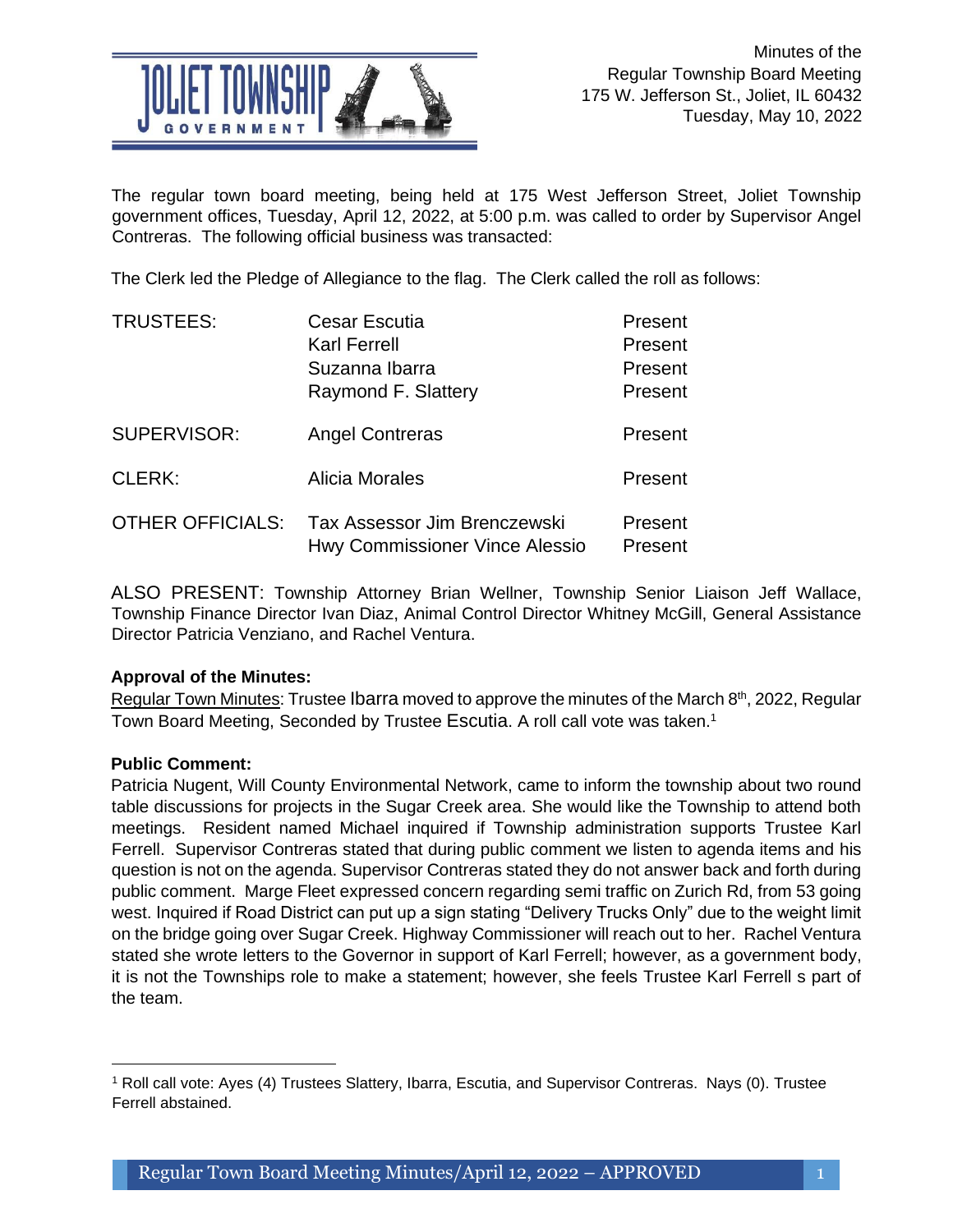Minutes of the
Regular Township Board Meeting
175 W. Jefferson St., Joliet, IL 60432
Tuesday, May 10, 2022

The regular town board meeting, being held at 175 West Jefferson Street, Joliet Township government offices, Tuesday, April 12, 2022, at 5:00 p.m. was called to order by Supervisor Angel Contreras. The following official business was transacted:

The Clerk led the Pledge of Allegiance to the flag. The Clerk called the roll as follows:

| | | |
|---|---|---|
| TRUSTEES: | Cesar Escutia | Present |
| | Karl Ferrell | Present |
| | Suzanna Ibarra | Present |
| | Raymond F. Slattery | Present |
| SUPERVISOR: | Angel Contreras | Present |
| CLERK: | Alicia Morales | Present |
| OTHER OFFICIALS: | Tax Assessor Jim Brenczewski | Present |
| | Hwy Commissioner Vince Alessio | Present |

ALSO PRESENT: Township Attorney Brian Wellner, Township Senior Liaison Jeff Wallace, Township Finance Director Ivan Diaz, Animal Control Director Whitney McGill, General Assistance Director Patricia Venziano, and Rachel Ventura.

**Approval of the Minutes:**

Regular Town Minutes: Trustee Ibarra moved to approve the minutes of the March 8th, 2022, Regular Town Board Meeting, Seconded by Trustee Escutia. A roll call vote was taken.[1]

**Public Comment:**

Patricia Nugent, Will County Environmental Network, came to inform the township about two round table discussions for projects in the Sugar Creek area. She would like the Township to attend both meetings. Resident named Michael inquired if Township administration supports Trustee Karl Ferrell. Supervisor Contreras stated that during public comment we listen to agenda items and his question is not on the agenda. Supervisor Contreras stated they do not answer back and forth during public comment. Marge Fleet expressed concern regarding semi traffic on Zurich Rd, from 53 going west. Inquired if Road District can put up a sign stating "Delivery Trucks Only" due to the weight limit on the bridge going over Sugar Creek. Highway Commissioner will reach out to her. Rachel Ventura stated she wrote letters to the Governor in support of Karl Ferrell; however, as a government body, it is not the Townships role to make a statement; however, she feels Trustee Karl Ferrell s part of the team.

[1] Roll call vote: Ayes (4) Trustees Slattery, Ibarra, Escutia, and Supervisor Contreras. Nays (0). Trustee Ferrell abstained.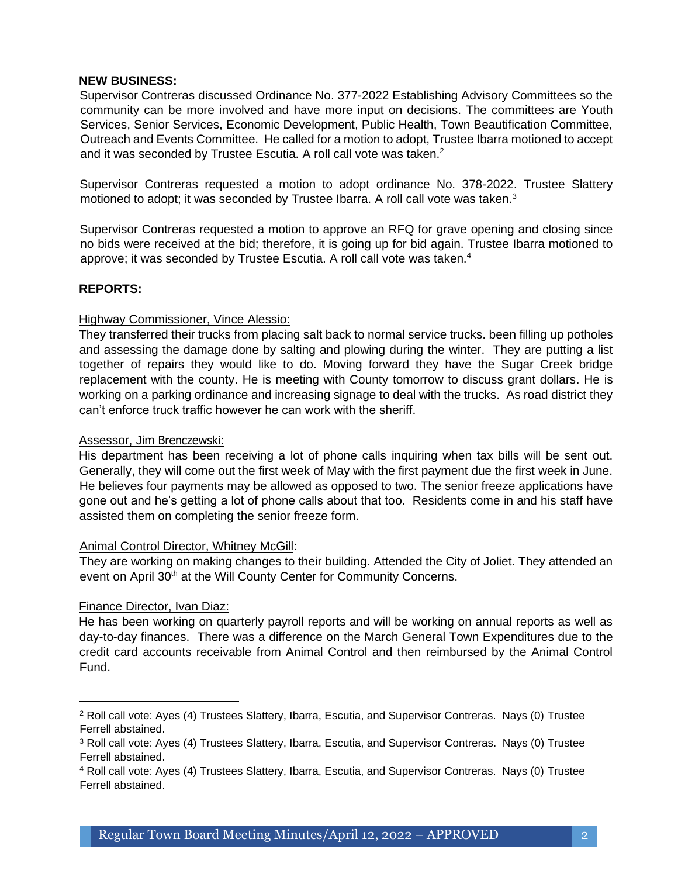**NEW BUSINESS:**

Supervisor Contreras discussed Ordinance No. 377-2022 Establishing Advisory Committees so the community can be more involved and have more input on decisions. The committees are Youth Services, Senior Services, Economic Development, Public Health, Town Beautification Committee, Outreach and Events Committee. He called for a motion to adopt, Trustee Ibarra motioned to accept and it was seconded by Trustee Escutia. A roll call vote was taken.[2]

Supervisor Contreras requested a motion to adopt ordinance No. 378-2022. Trustee Slattery motioned to adopt; it was seconded by Trustee Ibarra. A roll call vote was taken.[3]

Supervisor Contreras requested a motion to approve an RFQ for grave opening and closing since no bids were received at the bid; therefore, it is going up for bid again. Trustee Ibarra motioned to approve; it was seconded by Trustee Escutia. A roll call vote was taken.[4]

**REPORTS:**

Highway Commissioner, Vince Alessio:

They transferred their trucks from placing salt back to normal service trucks. been filling up potholes and assessing the damage done by salting and plowing during the winter. They are putting a list together of repairs they would like to do. Moving forward they have the Sugar Creek bridge replacement with the county. He is meeting with County tomorrow to discuss grant dollars. He is working on a parking ordinance and increasing signage to deal with the trucks. As road district they can't enforce truck traffic however he can work with the sheriff.

Assessor, Jim Brenczewski:

His department has been receiving a lot of phone calls inquiring when tax bills will be sent out. Generally, they will come out the first week of May with the first payment due the first week in June. He believes four payments may be allowed as opposed to two. The senior freeze applications have gone out and he's getting a lot of phone calls about that too. Residents come in and his staff have assisted them on completing the senior freeze form.

Animal Control Director, Whitney McGill:

They are working on making changes to their building. Attended the City of Joliet. They attended an event on April 30th at the Will County Center for Community Concerns.

Finance Director, Ivan Diaz:

He has been working on quarterly payroll reports and will be working on annual reports as well as day-to-day finances. There was a difference on the March General Town Expenditures due to the credit card accounts receivable from Animal Control and then reimbursed by the Animal Control Fund.

---

[2] Roll call vote: Ayes (4) Trustees Slattery, Ibarra, Escutia, and Supervisor Contreras. Nays (0) Trustee Ferrell abstained.

[3] Roll call vote: Ayes (4) Trustees Slattery, Ibarra, Escutia, and Supervisor Contreras. Nays (0) Trustee Ferrell abstained.

[4] Roll call vote: Ayes (4) Trustees Slattery, Ibarra, Escutia, and Supervisor Contreras. Nays (0) Trustee Ferrell abstained.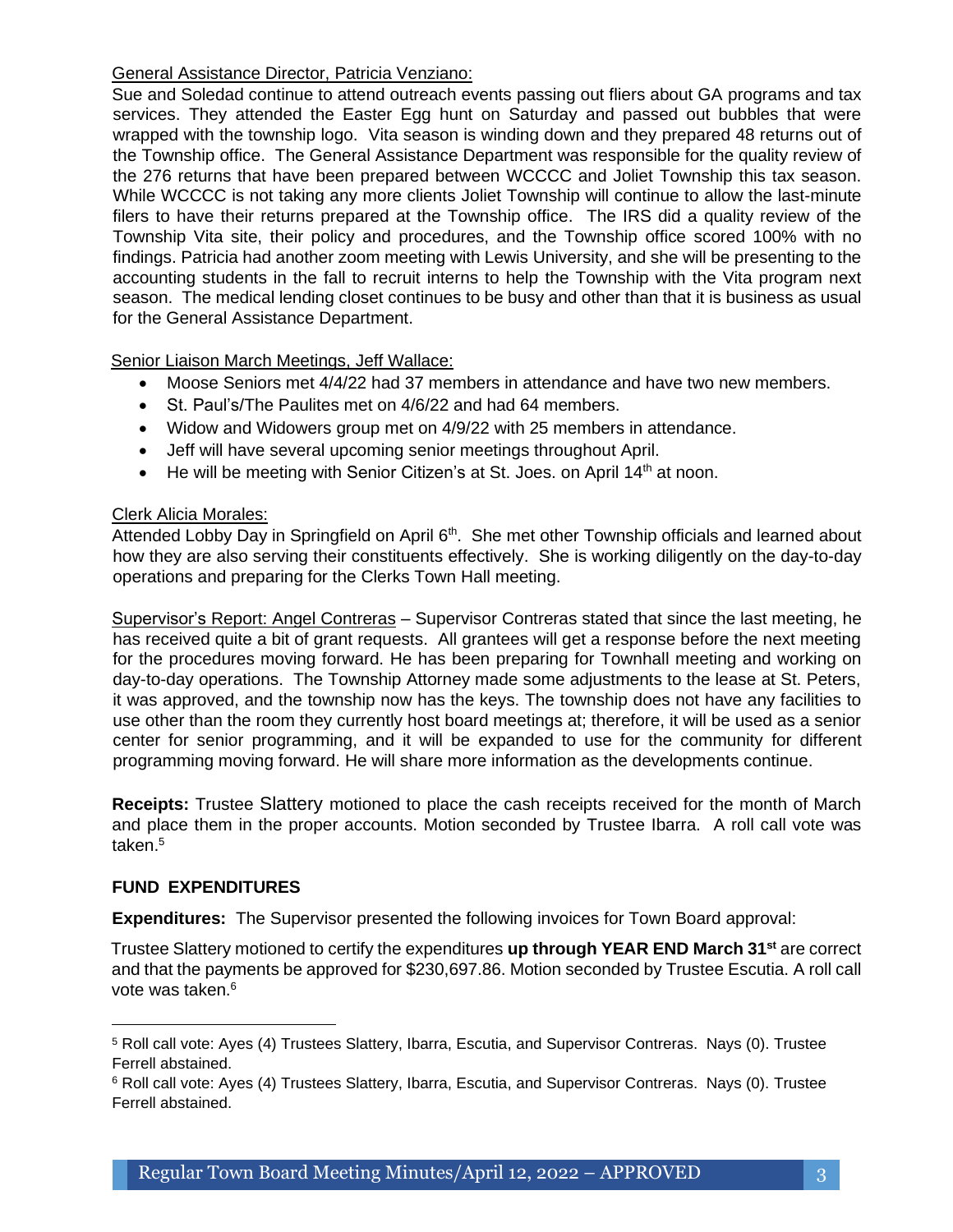General Assistance Director, Patricia Venziano:

Sue and Soledad continue to attend outreach events passing out fliers about GA programs and tax services. They attended the Easter Egg hunt on Saturday and passed out bubbles that were wrapped with the township logo. Vita season is winding down and they prepared 48 returns out of the Township office. The General Assistance Department was responsible for the quality review of the 276 returns that have been prepared between WCCCC and Joliet Township this tax season. While WCCCC is not taking any more clients Joliet Township will continue to allow the last-minute filers to have their returns prepared at the Township office. The IRS did a quality review of the Township Vita site, their policy and procedures, and the Township office scored 100% with no findings. Patricia had another zoom meeting with Lewis University, and she will be presenting to the accounting students in the fall to recruit interns to help the Township with the Vita program next season. The medical lending closet continues to be busy and other than that it is business as usual for the General Assistance Department.

Senior Liaison March Meetings, Jeff Wallace:

- Moose Seniors met 4/4/22 had 37 members in attendance and have two new members.
- St. Paul's/The Paulites met on 4/6/22 and had 64 members.
- Widow and Widowers group met on 4/9/22 with 25 members in attendance.
- Jeff will have several upcoming senior meetings throughout April.
- He will be meeting with Senior Citizen's at St. Joes. on April 14th at noon.

Clerk Alicia Morales:

Attended Lobby Day in Springfield on April 6th. She met other Township officials and learned about how they are also serving their constituents effectively. She is working diligently on the day-to-day operations and preparing for the Clerks Town Hall meeting.

Supervisor's Report: Angel Contreras – Supervisor Contreras stated that since the last meeting, he has received quite a bit of grant requests. All grantees will get a response before the next meeting for the procedures moving forward. He has been preparing for Townhall meeting and working on day-to-day operations. The Township Attorney made some adjustments to the lease at St. Peters, it was approved, and the township now has the keys. The township does not have any facilities to use other than the room they currently host board meetings at; therefore, it will be used as a senior center for senior programming, and it will be expanded to use for the community for different programming moving forward. He will share more information as the developments continue.

**Receipts:** Trustee Slattery motioned to place the cash receipts received for the month of March and place them in the proper accounts. Motion seconded by Trustee Ibarra. A roll call vote was taken.[5]

**FUND EXPENDITURES**

**Expenditures:** The Supervisor presented the following invoices for Town Board approval:

Trustee Slattery motioned to certify the expenditures **up through YEAR END March 31st** are correct and that the payments be approved for $230,697.86. Motion seconded by Trustee Escutia. A roll call vote was taken.[6]

---

[5] Roll call vote: Ayes (4) Trustees Slattery, Ibarra, Escutia, and Supervisor Contreras. Nays (0). Trustee Ferrell abstained.

[6] Roll call vote: Ayes (4) Trustees Slattery, Ibarra, Escutia, and Supervisor Contreras. Nays (0). Trustee Ferrell abstained.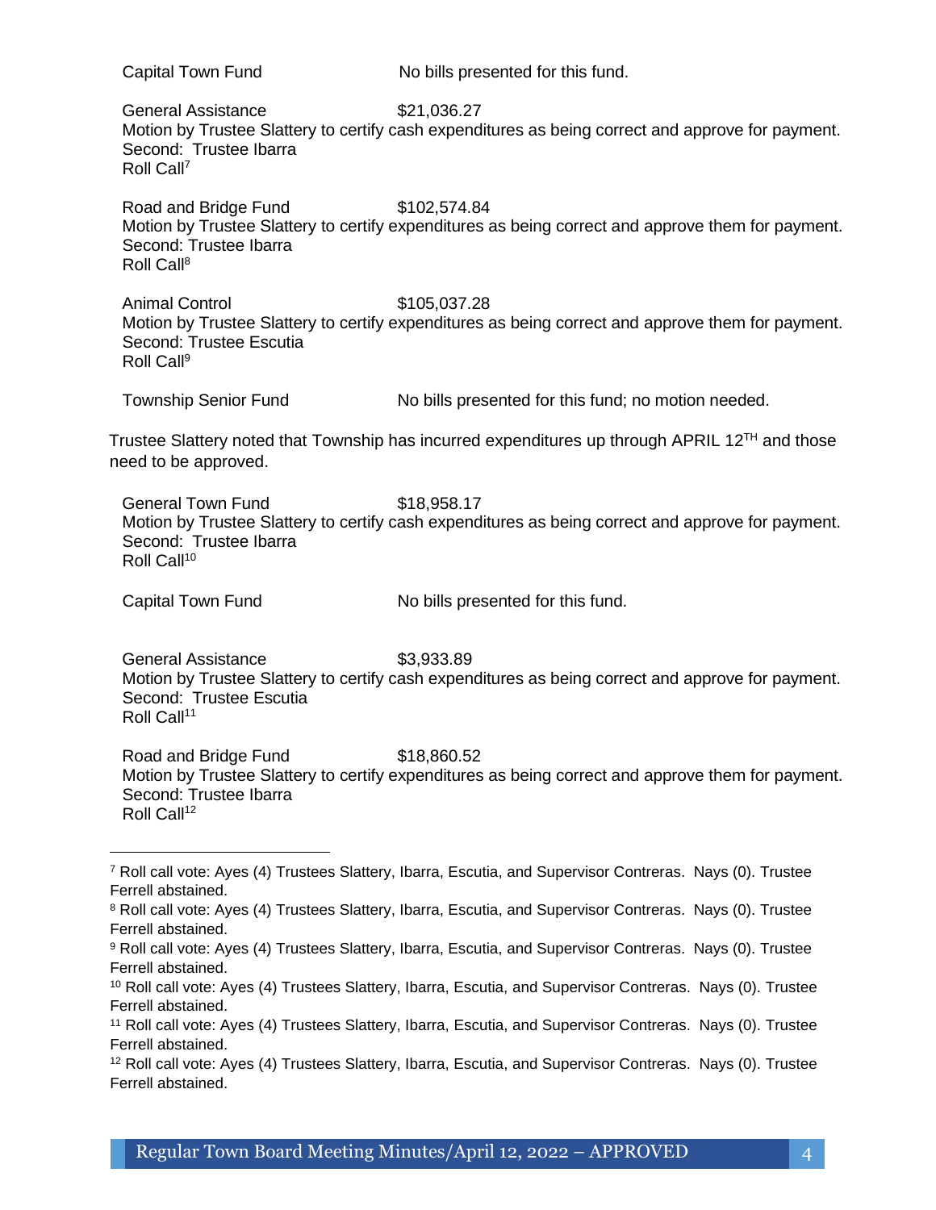Capital Town Fund No bills presented for this fund.

General Assistance $21,036.27
Motion by Trustee Slattery to certify cash expenditures as being correct and approve for payment.
Second: Trustee Ibarra
Roll Call[7]

Road and Bridge Fund $102,574.84
Motion by Trustee Slattery to certify expenditures as being correct and approve them for payment.
Second: Trustee Ibarra
Roll Call[8]

Animal Control $105,037.28
Motion by Trustee Slattery to certify expenditures as being correct and approve them for payment.
Second: Trustee Escutia
Roll Call[9]

Township Senior Fund No bills presented for this fund; no motion needed.

Trustee Slattery noted that Township has incurred expenditures up through APRIL 12TH and those need to be approved.

General Town Fund $18,958.17
Motion by Trustee Slattery to certify cash expenditures as being correct and approve for payment.
Second: Trustee Ibarra
Roll Call[10]

Capital Town Fund No bills presented for this fund.

General Assistance $3,933.89
Motion by Trustee Slattery to certify cash expenditures as being correct and approve for payment.
Second: Trustee Escutia
Roll Call[11]

Road and Bridge Fund $18,860.52
Motion by Trustee Slattery to certify expenditures as being correct and approve them for payment.
Second: Trustee Ibarra
Roll Call[12]

---

[7] Roll call vote: Ayes (4) Trustees Slattery, Ibarra, Escutia, and Supervisor Contreras. Nays (0). Trustee Ferrell abstained.

[8] Roll call vote: Ayes (4) Trustees Slattery, Ibarra, Escutia, and Supervisor Contreras. Nays (0). Trustee Ferrell abstained.

[9] Roll call vote: Ayes (4) Trustees Slattery, Ibarra, Escutia, and Supervisor Contreras. Nays (0). Trustee Ferrell abstained.

[10] Roll call vote: Ayes (4) Trustees Slattery, Ibarra, Escutia, and Supervisor Contreras. Nays (0). Trustee Ferrell abstained.

[11] Roll call vote: Ayes (4) Trustees Slattery, Ibarra, Escutia, and Supervisor Contreras. Nays (0). Trustee Ferrell abstained.

[12] Roll call vote: Ayes (4) Trustees Slattery, Ibarra, Escutia, and Supervisor Contreras. Nays (0). Trustee Ferrell abstained.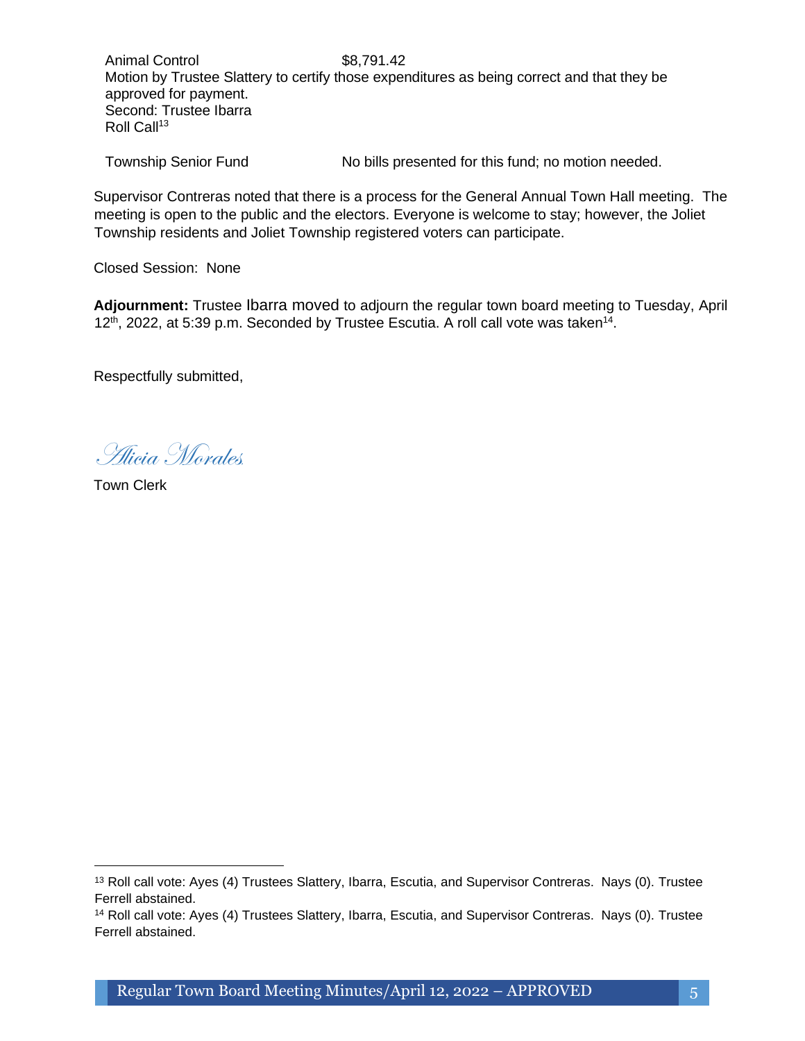Animal Control $8,791.42

Motion by Trustee Slattery to certify those expenditures as being correct and that they be approved for payment.
Second: Trustee Ibarra
Roll Call[13]

Township Senior Fund No bills presented for this fund; no motion needed.

Supervisor Contreras noted that there is a process for the General Annual Town Hall meeting. The meeting is open to the public and the electors. Everyone is welcome to stay; however, the Joliet Township residents and Joliet Township registered voters can participate.

Closed Session: None

**Adjournment:** Trustee Ibarra moved to adjourn the regular town board meeting to Tuesday, April 12th, 2022, at 5:39 p.m. Seconded by Trustee Escutia. A roll call vote was taken[14].

Respectfully submitted,

*Alicia Morales*

Town Clerk

---

[13] Roll call vote: Ayes (4) Trustees Slattery, Ibarra, Escutia, and Supervisor Contreras. Nays (0). Trustee Ferrell abstained.

[14] Roll call vote: Ayes (4) Trustees Slattery, Ibarra, Escutia, and Supervisor Contreras. Nays (0). Trustee Ferrell abstained.